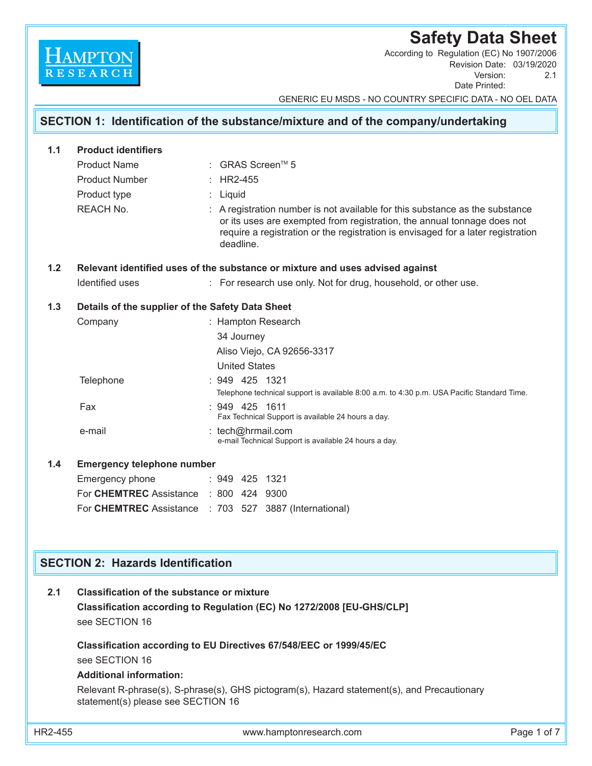HAMPTON RESEARCH

# Safety Data Sheet

According to Regulation (EC) No 1907/2006
Revision Date: 03/19/2020
Version: 2.1
Date Printed:

GENERIC EU MSDS - NO COUNTRY SPECIFIC DATA - NO OEL DATA

## SECTION 1: Identification of the substance/mixture and of the company/undertaking

### 1.1 Product identifiers

Product Name : GRAS Screen™ 5

Product Number : HR2-455

Product type : Liquid

REACH No. : A registration number is not available for this substance as the substance or its uses are exempted from registration, the annual tonnage does not require a registration or the registration is envisaged for a later registration deadline.

### 1.2 Relevant identified uses of the substance or mixture and uses advised against

Identified uses : For research use only. Not for drug, household, or other use.

### 1.3 Details of the supplier of the Safety Data Sheet

Company : Hampton Research
34 Journey
Aliso Viejo, CA 92656-3317
United States

Telephone : 949 425 1321
Telephone technical support is available 8:00 a.m. to 4:30 p.m. USA Pacific Standard Time.

Fax : 949 425 1611
Fax Technical Support is available 24 hours a day.

e-mail : tech@hrmail.com
e-mail Technical Support is available 24 hours a day.

### 1.4 Emergency telephone number

Emergency phone : 949 425 1321

For **CHEMTREC** Assistance : 800 424 9300

For **CHEMTREC** Assistance : 703 527 3887 (International)

## SECTION 2: Hazards Identification

### 2.1 Classification of the substance or mixture

**Classification according to Regulation (EC) No 1272/2008 [EU-GHS/CLP]**

see SECTION 16

**Classification according to EU Directives 67/548/EEC or 1999/45/EC**

see SECTION 16

**Additional information:**

Relevant R-phrase(s), S-phrase(s), GHS pictogram(s), Hazard statement(s), and Precautionary statement(s) please see SECTION 16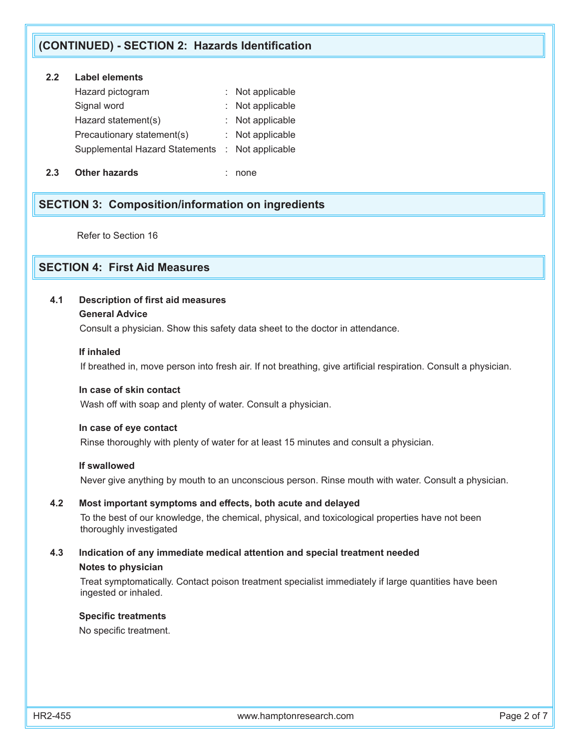## (CONTINUED) - SECTION 2: Hazards Identification

**2.2 Label elements**

| | | |
|---|---|---|
| Hazard pictogram | : | Not applicable |
| Signal word | : | Not applicable |
| Hazard statement(s) | : | Not applicable |
| Precautionary statement(s) | : | Not applicable |
| Supplemental Hazard Statements | : | Not applicable |

**2.3 Other hazards** : none

## SECTION 3: Composition/information on ingredients

Refer to Section 16

## SECTION 4: First Aid Measures

**4.1 Description of first aid measures**

**General Advice**

Consult a physician. Show this safety data sheet to the doctor in attendance.

**If inhaled**

If breathed in, move person into fresh air. If not breathing, give artificial respiration. Consult a physician.

**In case of skin contact**

Wash off with soap and plenty of water. Consult a physician.

**In case of eye contact**

Rinse thoroughly with plenty of water for at least 15 minutes and consult a physician.

**If swallowed**

Never give anything by mouth to an unconscious person. Rinse mouth with water. Consult a physician.

**4.2 Most important symptoms and effects, both acute and delayed**

To the best of our knowledge, the chemical, physical, and toxicological properties have not been thoroughly investigated

**4.3 Indication of any immediate medical attention and special treatment needed**

**Notes to physician**

Treat symptomatically. Contact poison treatment specialist immediately if large quantities have been ingested or inhaled.

**Specific treatments**

No specific treatment.

HR2-455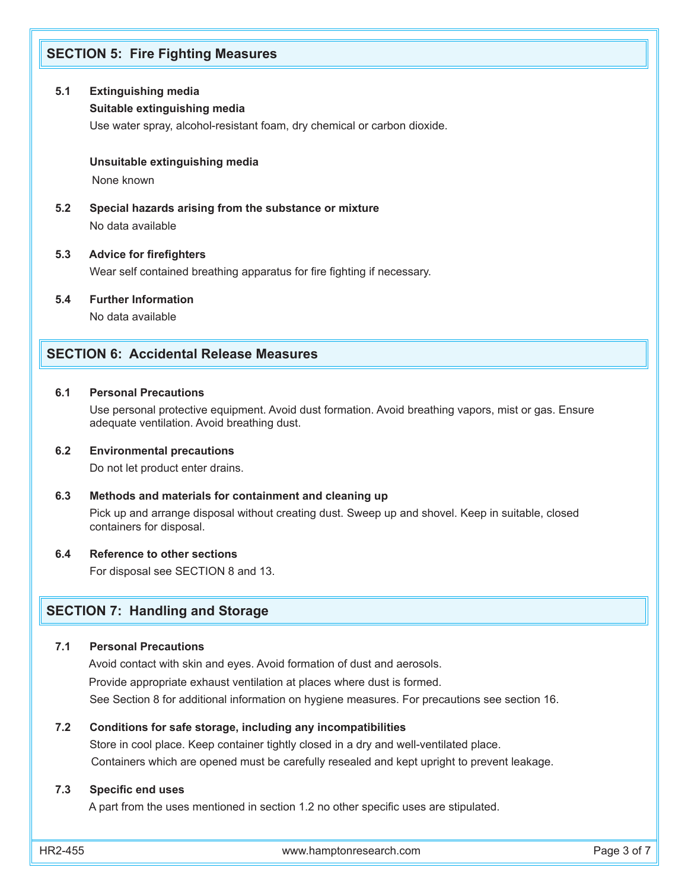## SECTION 5: Fire Fighting Measures

**5.1 Extinguishing media**

**Suitable extinguishing media**

Use water spray, alcohol-resistant foam, dry chemical or carbon dioxide.

**Unsuitable extinguishing media**

None known

**5.2 Special hazards arising from the substance or mixture**

No data available

**5.3 Advice for firefighters**

Wear self contained breathing apparatus for fire fighting if necessary.

**5.4 Further Information**

No data available

## SECTION 6: Accidental Release Measures

**6.1 Personal Precautions**

Use personal protective equipment. Avoid dust formation. Avoid breathing vapors, mist or gas. Ensure adequate ventilation. Avoid breathing dust.

**6.2 Environmental precautions**

Do not let product enter drains.

**6.3 Methods and materials for containment and cleaning up**

Pick up and arrange disposal without creating dust. Sweep up and shovel. Keep in suitable, closed containers for disposal.

**6.4 Reference to other sections**

For disposal see SECTION 8 and 13.

## SECTION 7: Handling and Storage

**7.1 Personal Precautions**

Avoid contact with skin and eyes. Avoid formation of dust and aerosols.

Provide appropriate exhaust ventilation at places where dust is formed.

See Section 8 for additional information on hygiene measures. For precautions see section 16.

**7.2 Conditions for safe storage, including any incompatibilities**

Store in cool place. Keep container tightly closed in a dry and well-ventilated place.

Containers which are opened must be carefully resealed and kept upright to prevent leakage.

**7.3 Specific end uses**

A part from the uses mentioned in section 1.2 no other specific uses are stipulated.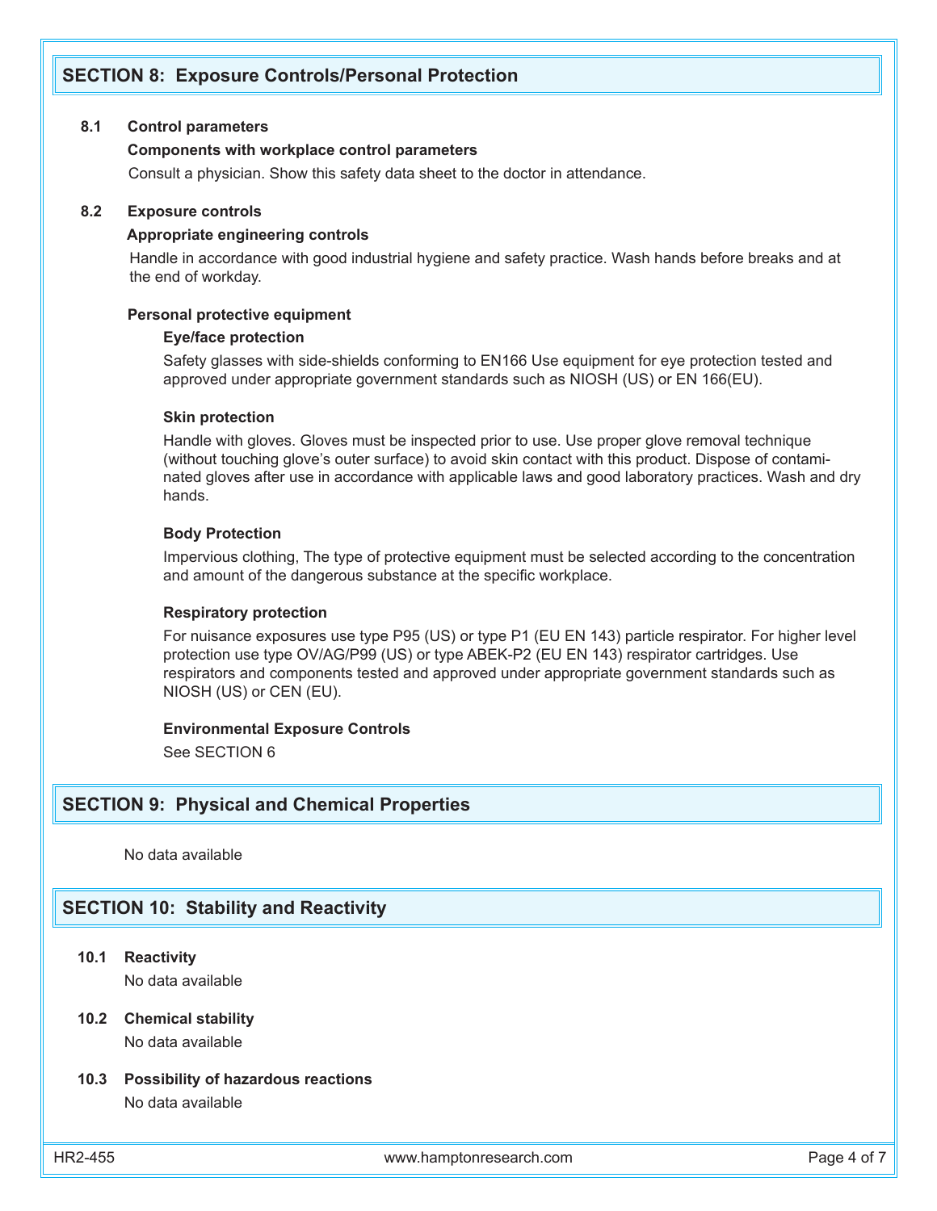## SECTION 8: Exposure Controls/Personal Protection

### 8.1 Control parameters

**Components with workplace control parameters**

Consult a physician. Show this safety data sheet to the doctor in attendance.

### 8.2 Exposure controls

**Appropriate engineering controls**

Handle in accordance with good industrial hygiene and safety practice. Wash hands before breaks and at the end of workday.

**Personal protective equipment**

**Eye/face protection**

Safety glasses with side-shields conforming to EN166 Use equipment for eye protection tested and approved under appropriate government standards such as NIOSH (US) or EN 166(EU).

**Skin protection**

Handle with gloves. Gloves must be inspected prior to use. Use proper glove removal technique (without touching glove's outer surface) to avoid skin contact with this product. Dispose of contaminated gloves after use in accordance with applicable laws and good laboratory practices. Wash and dry hands.

**Body Protection**

Impervious clothing, The type of protective equipment must be selected according to the concentration and amount of the dangerous substance at the specific workplace.

**Respiratory protection**

For nuisance exposures use type P95 (US) or type P1 (EU EN 143) particle respirator. For higher level protection use type OV/AG/P99 (US) or type ABEK-P2 (EU EN 143) respirator cartridges. Use respirators and components tested and approved under appropriate government standards such as NIOSH (US) or CEN (EU).

**Environmental Exposure Controls**

See SECTION 6

## SECTION 9: Physical and Chemical Properties

No data available

## SECTION 10: Stability and Reactivity

### 10.1 Reactivity

No data available

### 10.2 Chemical stability

No data available

### 10.3 Possibility of hazardous reactions

No data available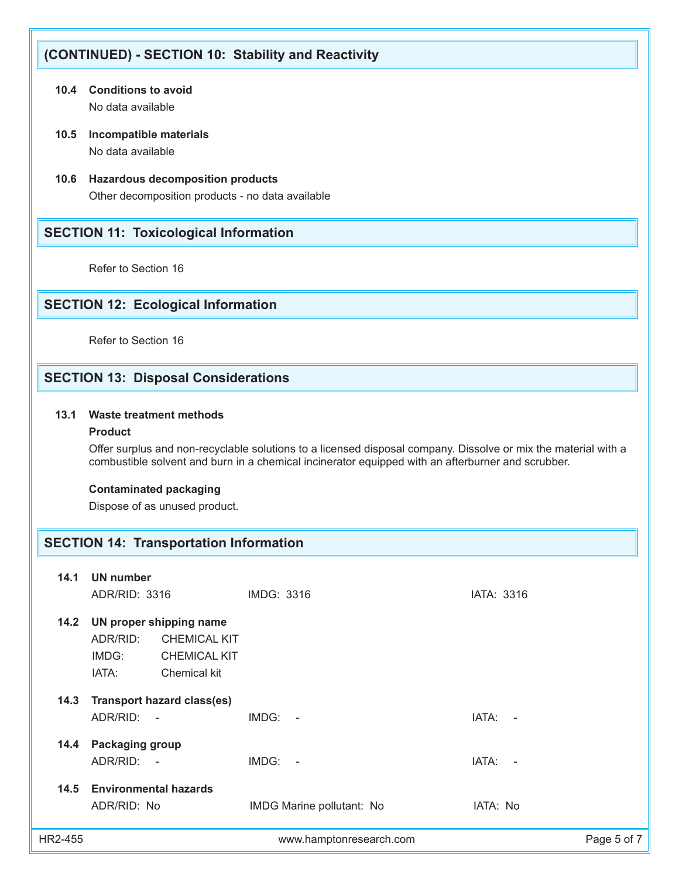## (CONTINUED) - SECTION 10: Stability and Reactivity

**10.4 Conditions to avoid**

No data available

**10.5 Incompatible materials**

No data available

**10.6 Hazardous decomposition products**

Other decomposition products - no data available

## SECTION 11: Toxicological Information

Refer to Section 16

## SECTION 12: Ecological Information

Refer to Section 16

## SECTION 13: Disposal Considerations

**13.1 Waste treatment methods**

**Product**

Offer surplus and non-recyclable solutions to a licensed disposal company. Dissolve or mix the material with a combustible solvent and burn in a chemical incinerator equipped with an afterburner and scrubber.

**Contaminated packaging**

Dispose of as unused product.

## SECTION 14: Transportation Information

**14.1 UN number**

ADR/RID: 3316 IMDG: 3316 IATA: 3316

**14.2 UN proper shipping name**

ADR/RID: CHEMICAL KIT
IMDG: CHEMICAL KIT
IATA: Chemical kit

**14.3 Transport hazard class(es)**

ADR/RID: - IMDG: - IATA: -

**14.4 Packaging group**

ADR/RID: - IMDG: - IATA: -

**14.5 Environmental hazards**

ADR/RID: No IMDG Marine pollutant: No IATA: No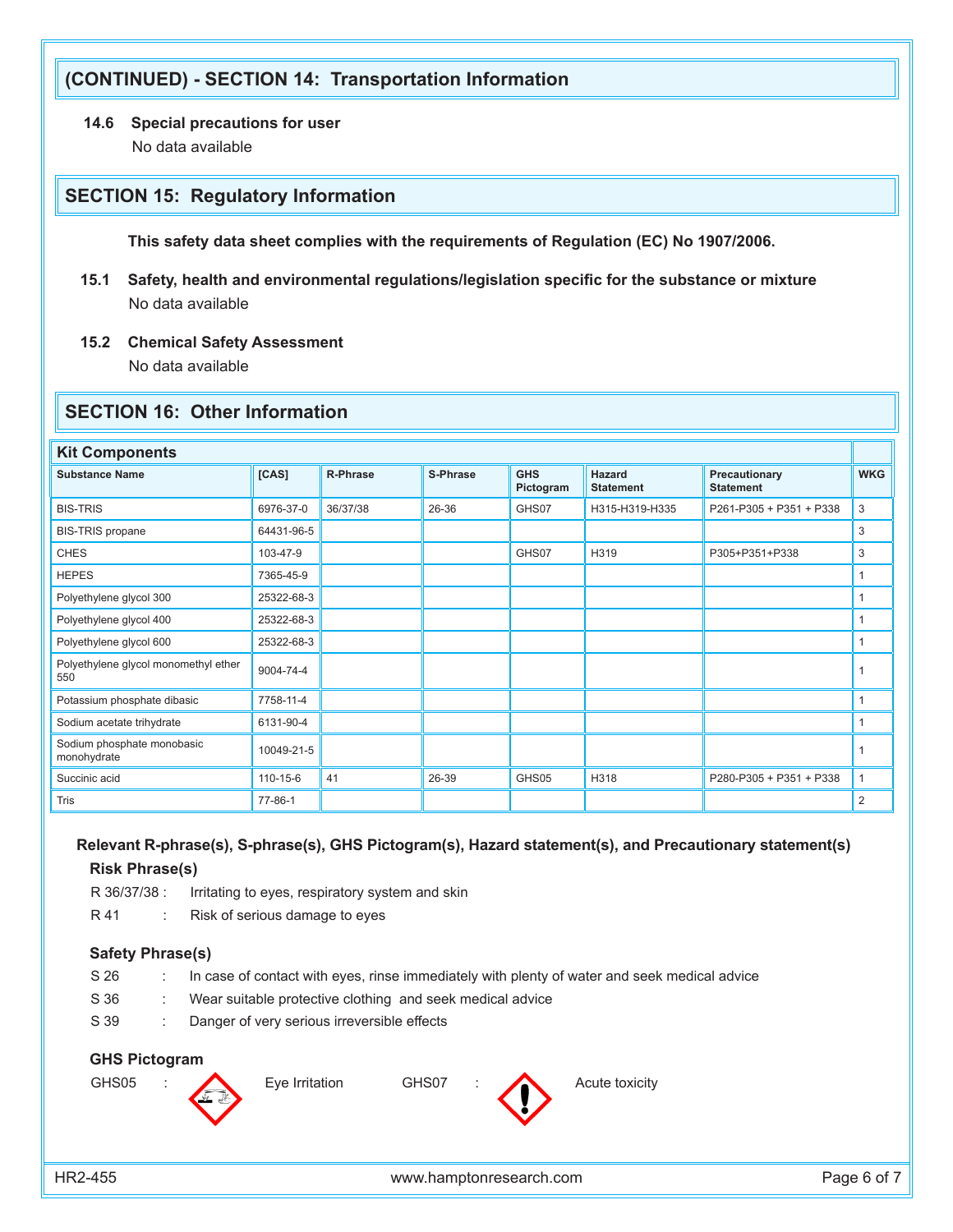## (CONTINUED) - SECTION 14: Transportation Information

**14.6 Special precautions for user**

No data available

## SECTION 15: Regulatory Information

**This safety data sheet complies with the requirements of Regulation (EC) No 1907/2006.**

**15.1 Safety, health and environmental regulations/legislation specific for the substance or mixture**

No data available

**15.2 Chemical Safety Assessment**

No data available

## SECTION 16: Other Information

**Kit Components**

| Substance Name | [CAS] | R-Phrase | S-Phrase | GHS Pictogram | Hazard Statement | Precautionary Statement | WKG |
|---|---|---|---|---|---|---|---|
| BIS-TRIS | 6976-37-0 | 36/37/38 | 26-36 | GHS07 | H315-H319-H335 | P261-P305 + P351 + P338 | 3 |
| BIS-TRIS propane | 64431-96-5 | | | | | | 3 |
| CHES | 103-47-9 | | | GHS07 | H319 | P305+P351+P338 | 3 |
| HEPES | 7365-45-9 | | | | | | 1 |
| Polyethylene glycol 300 | 25322-68-3 | | | | | | 1 |
| Polyethylene glycol 400 | 25322-68-3 | | | | | | 1 |
| Polyethylene glycol 600 | 25322-68-3 | | | | | | 1 |
| Polyethylene glycol monomethyl ether 550 | 9004-74-4 | | | | | | 1 |
| Potassium phosphate dibasic | 7758-11-4 | | | | | | 1 |
| Sodium acetate trihydrate | 6131-90-4 | | | | | | 1 |
| Sodium phosphate monobasic monohydrate | 10049-21-5 | | | | | | 1 |
| Succinic acid | 110-15-6 | 41 | 26-39 | GHS05 | H318 | P280-P305 + P351 + P338 | 1 |
| Tris | 77-86-1 | | | | | | 2 |

**Relevant R-phrase(s), S-phrase(s), GHS Pictogram(s), Hazard statement(s), and Precautionary statement(s)**

**Risk Phrase(s)**

R 36/37/38 : Irritating to eyes, respiratory system and skin

R 41 : Risk of serious damage to eyes

**Safety Phrase(s)**

S 26 : In case of contact with eyes, rinse immediately with plenty of water and seek medical advice

S 36 : Wear suitable protective clothing and seek medical advice

S 39 : Danger of very serious irreversible effects

**GHS Pictogram**

GHS05 : Eye Irritation

GHS07 : Acute toxicity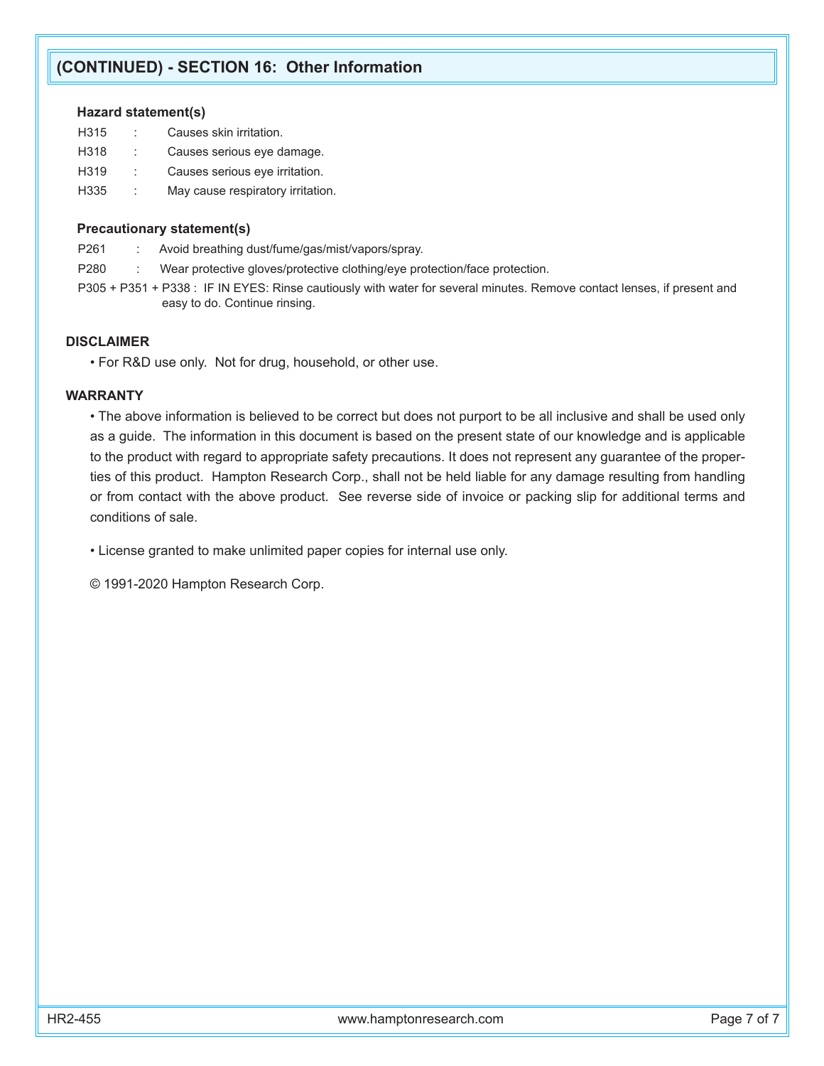## (CONTINUED) - SECTION 16: Other Information

### Hazard statement(s)

H315 : Causes skin irritation.

H318 : Causes serious eye damage.

H319 : Causes serious eye irritation.

H335 : May cause respiratory irritation.

### Precautionary statement(s)

P261 : Avoid breathing dust/fume/gas/mist/vapors/spray.

P280 : Wear protective gloves/protective clothing/eye protection/face protection.

P305 + P351 + P338 : IF IN EYES: Rinse cautiously with water for several minutes. Remove contact lenses, if present and easy to do. Continue rinsing.

### DISCLAIMER

• For R&D use only. Not for drug, household, or other use.

### WARRANTY

• The above information is believed to be correct but does not purport to be all inclusive and shall be used only as a guide. The information in this document is based on the present state of our knowledge and is applicable to the product with regard to appropriate safety precautions. It does not represent any guarantee of the properties of this product. Hampton Research Corp., shall not be held liable for any damage resulting from handling or from contact with the above product. See reverse side of invoice or packing slip for additional terms and conditions of sale.

• License granted to make unlimited paper copies for internal use only.

© 1991-2020 Hampton Research Corp.